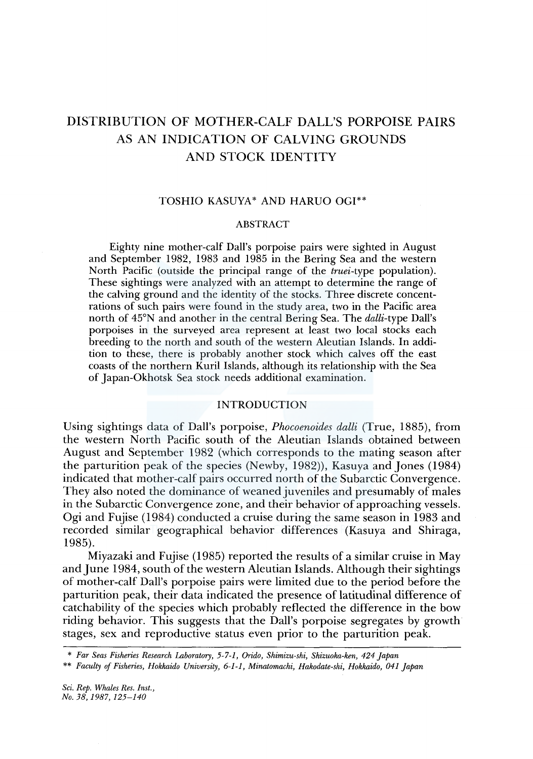# DISTRIBUTION OF MOTHER-CALF DALL'S PORPOISE PAIRS AS AN INDICATION OF CALVING GROUNDS AND STOCK IDENTITY

TOSHIO KASUYA* AND HARUO OGI**

## ABSTRACT

Eighty nine mother-calf Dall's porpoise pairs were sighted in August and September 1982, 1983 and 1985 in the Bering Sea and the western North Pacific (outside the principal range of the *truei*-type population). These sightings were analyzed with an attempt to determine the range of the calving ground and the identity of the stocks. Three discrete concentrations of such pairs were found in the study area, two in the Pacific area north of 45°N and another in the central Bering Sea. The *dalli*-type Dall's porpoises in the surveyed area represent at least two local stocks each breeding to the north and south of the western Aleutian Islands. In addition to these, there is probably another stock which calves off the east coasts of the northern Kuril Islands, although its relationship with the Sea of Japan-Okhotsk Sea stock needs additional examination.

## INTRODUCTION

Using sightings data of Dall's porpoise, *Phocoenoides dalli* (True, 1885), from the western North Pacific south of the Aleutian Islands obtained between August and September 1982 (which corresponds to the mating season after the parturition peak of the species (Newby, 1982)), Kasuya and Jones (1984) indicated that mother-calf pairs occurred north of the Subarctic Convergence. They also noted the dominance of weaned juveniles and presumably of males in the Subarctic Convergence zone, and their behavior of approaching vessels. Ogi and Fujise (1984) conducted a cruise during the same season in 1983 and recorded similar geographical behavior differences (Kasuya and Shiraga, 1985).

Miyazaki and Fujise (1985) reported the results of a similar cruise in May and June 1984, south of the western Aleutian Islands. Although their sightings of mother-calf Dall's porpoise pairs were limited due to the period before the parturition peak, their data indicated the presence of latitudinal difference of catchability of the species which probably reflected the difference in the bow riding behavior. This suggests that the Dall's porpoise segregates by growth stages, sex and reproductive status even prior to the parturition peak.

\* *Far Seas Fisheries Research Laboratory, 5-7-1, Orido, Shimizu-shi, Shizuoka-ken, 424 Japan*

\*\* *Faculty of Fisheries, Hokkaido University, 6-1-1, Minatomachi, Hakodate-shi, Hokkaido, 041 Japan*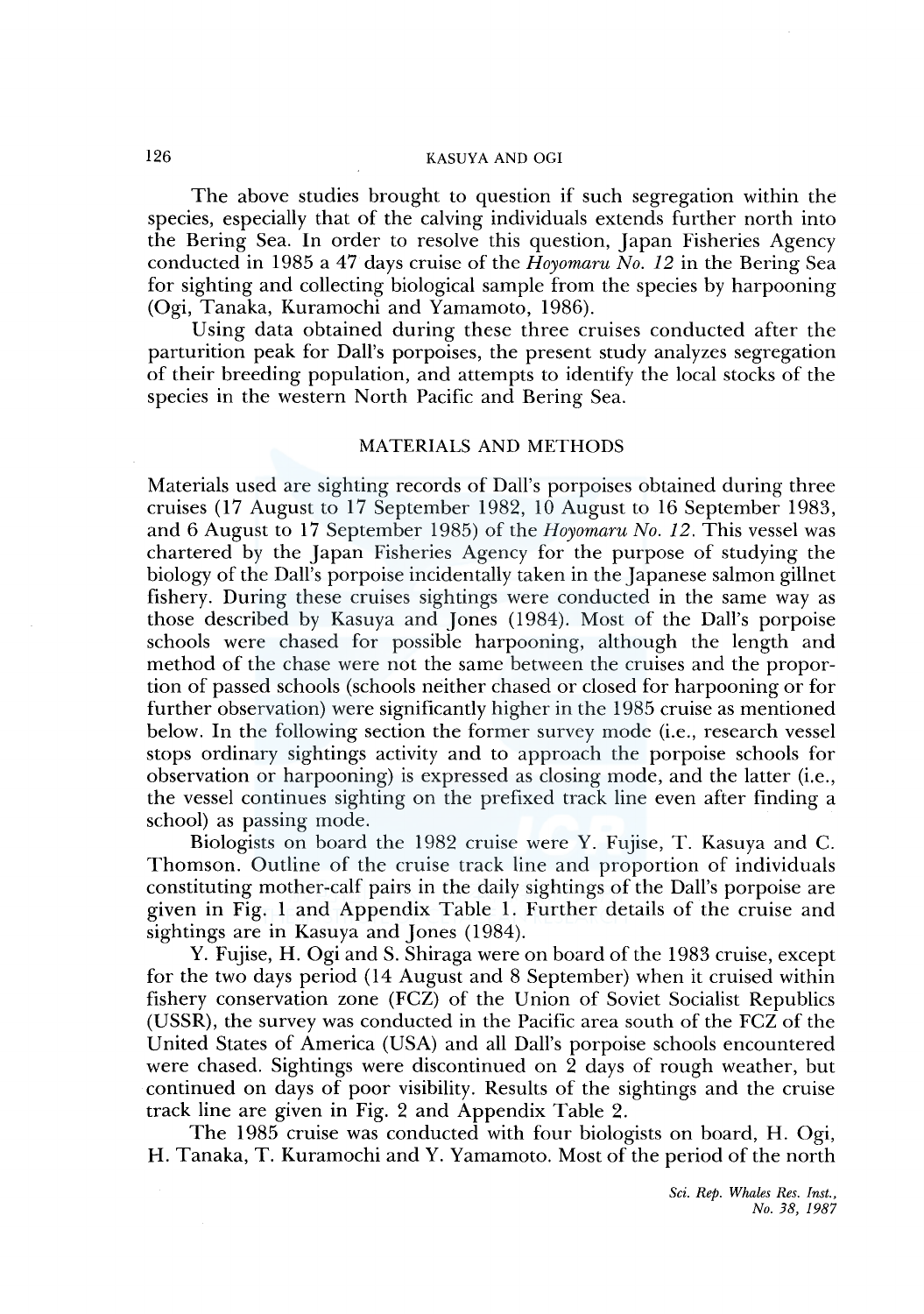The above studies brought to question if such segregation within the species, especially that of the calving individuals extends further north into the Bering Sea. In order to resolve this question, Japan Fisheries Agency conducted in 1985 a 47 days cruise of the *Hoyomaru No. 12* in the Bering Sea for sighting and collecting biological sample from the species by harpooning (Ogi, Tanaka, Kuramochi and Yamamoto, 1986).

Using data obtained during these three cruises conducted after the parturition peak for Dall's porpoises, the present study analyzes segregation of their breeding population, and attempts to identify the local stocks of the species in the western North Pacific and Bering Sea.

## MATERIALS AND METHODS

Materials used are sighting records of Dall's porpoises obtained during three cruises (17 August to 17 September 1982, 10 August to 16 September 1983, and 6 August to 17 September 1985) of the *Hoyomaru No. 12*. This vessel was chartered by the Japan Fisheries Agency for the purpose of studying the biology of the Dall's porpoise incidentally taken in the Japanese salmon gillnet fishery. During these cruises sightings were conducted in the same way as those described by Kasuya and Jones (1984). Most of the Dall's porpoise schools were chased for possible harpooning, although the length and method of the chase were not the same between the cruises and the proportion of passed schools (schools neither chased or closed for harpooning or for further observation) were significantly higher in the 1985 cruise as mentioned below. In the following section the former survey mode (i.e., research vessel stops ordinary sightings activity and to approach the porpoise schools for observation or harpooning) is expressed as closing mode, and the latter (i.e., the vessel continues sighting on the prefixed track line even after finding a school) as passing mode.

Biologists on board the 1982 cruise were Y. Fujise, T. Kasuya and C. Thomson. Outline of the cruise track line and proportion of individuals constituting mother-calf pairs in the daily sightings of the Dall's porpoise are given in Fig. 1 and Appendix Table 1. Further details of the cruise and sightings are in Kasuya and Jones (1984).

Y. Fujise, H. Ogi and S. Shiraga were on board of the 1983 cruise, except for the two days period (14 August and 8 September) when it cruised within fishery conservation zone (FCZ) of the Union of Soviet Socialist Republics (USSR), the survey was conducted in the Pacific area south of the FCZ of the United States of America (USA) and all Dall's porpoise schools encountered were chased. Sightings were discontinued on 2 days of rough weather, but continued on days of poor visibility. Results of the sightings and the cruise track line are given in Fig. 2 and Appendix Table 2.

The 1985 cruise was conducted with four biologists on board, H. Ogi, H. Tanaka, T. Kuramochi and Y. Yamamoto. Most of the period of the north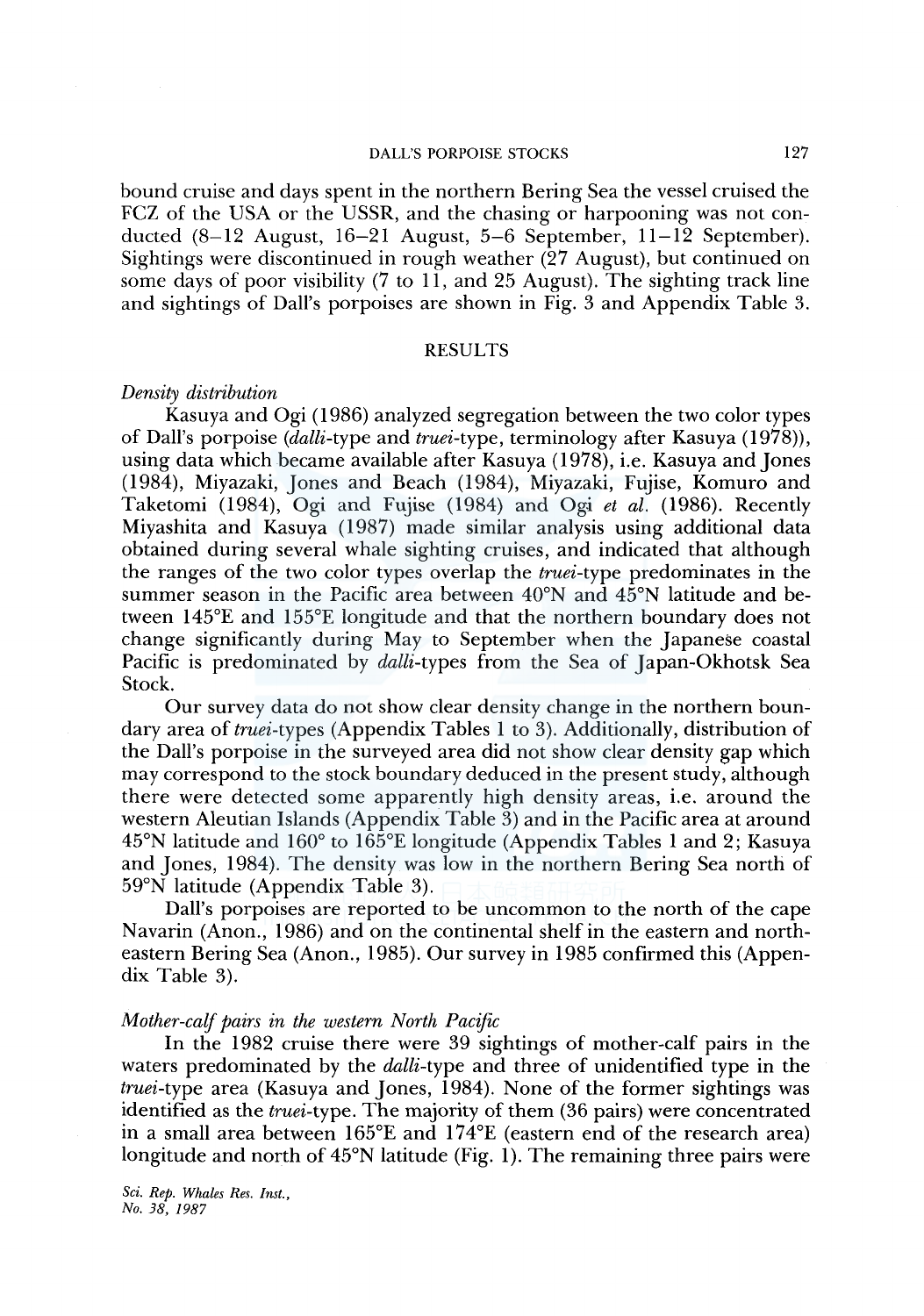bound cruise and days spent in the northern Bering Sea the vessel cruised the FCZ of the USA or the USSR, and the chasing or harpooning was not conducted (8–12 August, 16–21 August, 5–6 September, 11–12 September). Sightings were discontinued in rough weather (27 August), but continued on some days of poor visibility (7 to 11, and 25 August). The sighting track line and sightings of Dall's porpoises are shown in Fig. 3 and Appendix Table 3.

## RESULTS

### *Density distribution*

Kasuya and Ogi (1986) analyzed segregation between the two color types of Dall's porpoise (*dalli*-type and *truei*-type, terminology after Kasuya (1978)), using data which became available after Kasuya (1978), i.e. Kasuya and Jones (1984), Miyazaki, Jones and Beach (1984), Miyazaki, Fujise, Komuro and Taketomi (1984), Ogi and Fujise (1984) and Ogi *et al.* (1986). Recently Miyashita and Kasuya (1987) made similar analysis using additional data obtained during several whale sighting cruises, and indicated that although the ranges of the two color types overlap the *truei*-type predominates in the summer season in the Pacific area between 40°N and 45°N latitude and between 145°E and 155°E longitude and that the northern boundary does not change significantly during May to September when the Japanese coastal Pacific is predominated by *dalli*-types from the Sea of Japan-Okhotsk Sea Stock.

Our survey data do not show clear density change in the northern boundary area of *truei*-types (Appendix Tables 1 to 3). Additionally, distribution of the Dall's porpoise in the surveyed area did not show clear density gap which may correspond to the stock boundary deduced in the present study, although there were detected some apparently high density areas, i.e. around the western Aleutian Islands (Appendix Table 3) and in the Pacific area at around 45°N latitude and 160° to 165°E longitude (Appendix Tables 1 and 2; Kasuya and Jones, 1984). The density was low in the northern Bering Sea north of 59°N latitude (Appendix Table 3).

Dall's porpoises are reported to be uncommon to the north of the cape Navarin (Anon., 1986) and on the continental shelf in the eastern and north-eastern Bering Sea (Anon., 1985). Our survey in 1985 confirmed this (Appendix Table 3).

### *Mother-calf pairs in the western North Pacific*

In the 1982 cruise there were 39 sightings of mother-calf pairs in the waters predominated by the *dalli*-type and three of unidentified type in the *truei*-type area (Kasuya and Jones, 1984). None of the former sightings was identified as the *truei*-type. The majority of them (36 pairs) were concentrated in a small area between 165°E and 174°E (eastern end of the research area) longitude and north of 45°N latitude (Fig. 1). The remaining three pairs were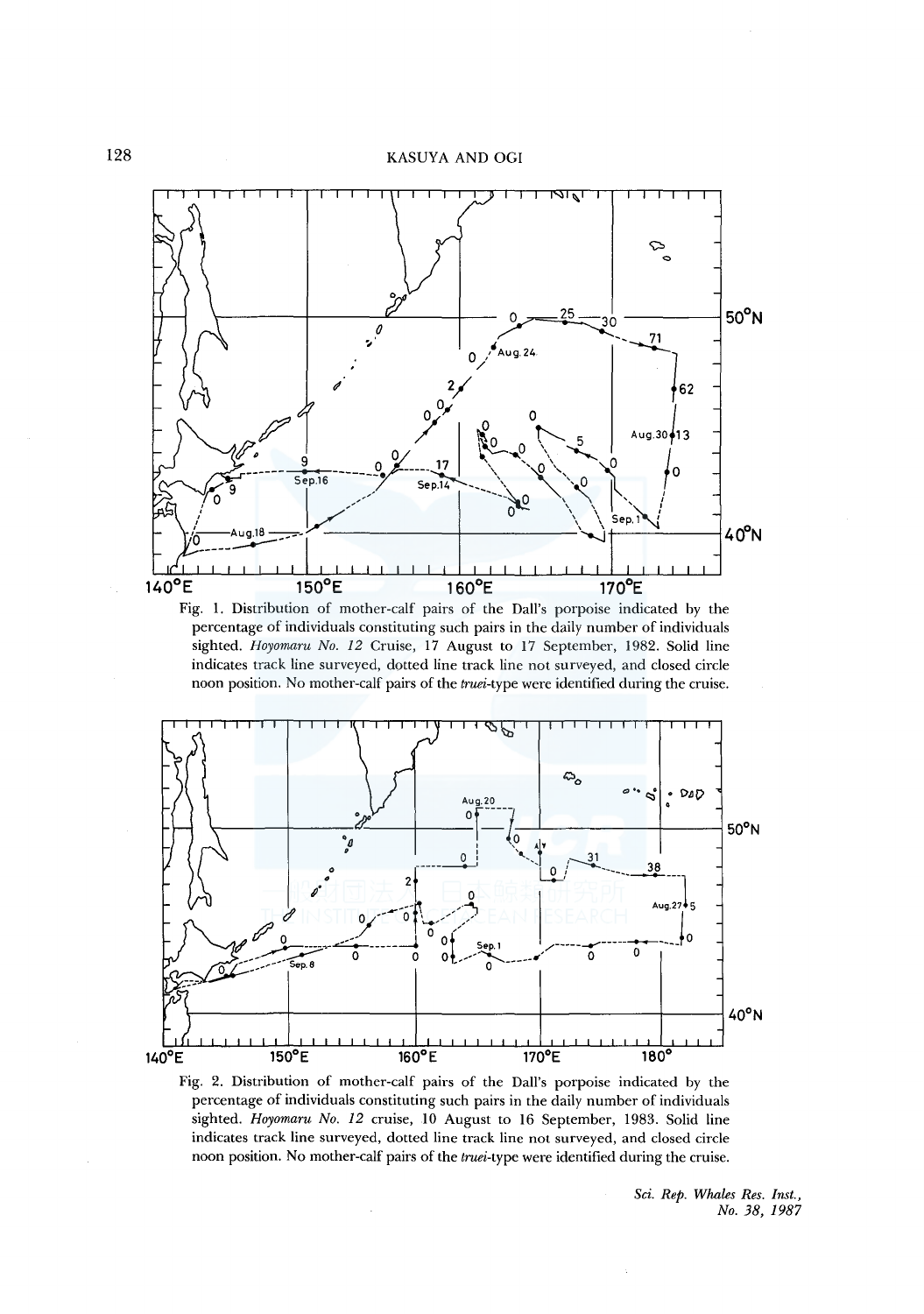Fig. 1. Distribution of mother-calf pairs of the Dall's porpoise indicated by the percentage of individuals constituting such pairs in the daily number of individuals sighted. *Hoyomaru No. 12* Cruise, 17 August to 17 September, 1982. Solid line indicates track line surveyed, dotted line track line not surveyed, and closed circle noon position. No mother-calf pairs of the *truei*-type were identified during the cruise.

Fig. 2. Distribution of mother-calf pairs of the Dall's porpoise indicated by the percentage of individuals constituting such pairs in the daily number of individuals sighted. *Hoyomaru No. 12* cruise, 10 August to 16 September, 1983. Solid line indicates track line surveyed, dotted line track line not surveyed, and closed circle noon position. No mother-calf pairs of the *truei*-type were identified during the cruise.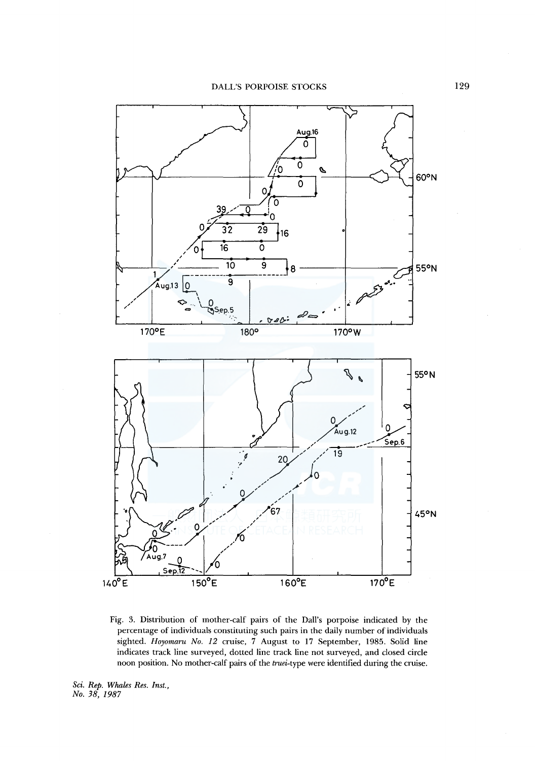Fig. 3. Distribution of mother-calf pairs of the Dall's porpoise indicated by the percentage of individuals constituting such pairs in the daily number of individuals sighted. *Hoyomaru No. 12* cruise, 7 August to 17 September, 1985. Solid line indicates track line surveyed, dotted line track line not surveyed, and closed circle noon position. No mother-calf pairs of the *truei*-type were identified during the cruise.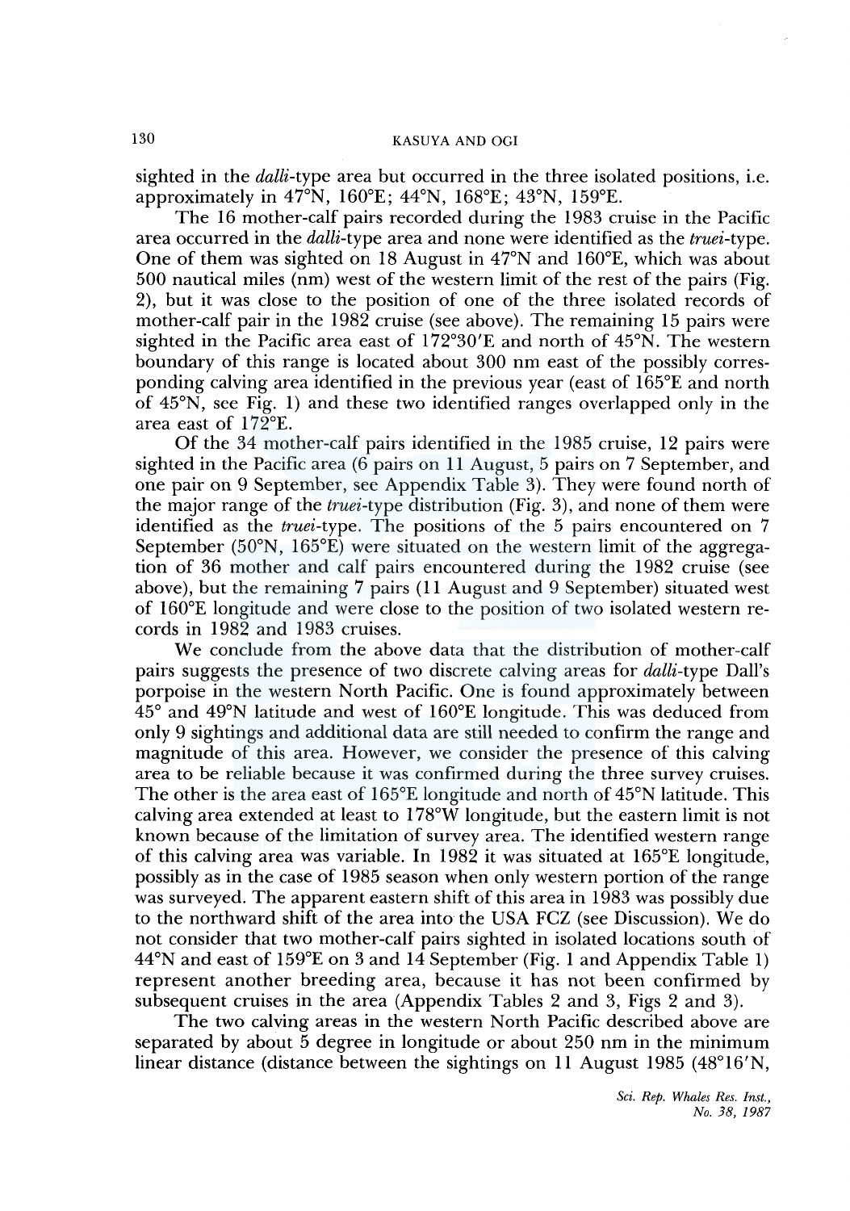sighted in the *dalli*-type area but occurred in the three isolated positions, i.e. approximately in 47°N, 160°E; 44°N, 168°E; 43°N, 159°E.

The 16 mother-calf pairs recorded during the 1983 cruise in the Pacific area occurred in the *dalli*-type area and none were identified as the *truei*-type. One of them was sighted on 18 August in 47°N and 160°E, which was about 500 nautical miles (nm) west of the western limit of the rest of the pairs (Fig. 2), but it was close to the position of one of the three isolated records of mother-calf pair in the 1982 cruise (see above). The remaining 15 pairs were sighted in the Pacific area east of 172°30'E and north of 45°N. The western boundary of this range is located about 300 nm east of the possibly corresponding calving area identified in the previous year (east of 165°E and north of 45°N, see Fig. 1) and these two identified ranges overlapped only in the area east of 172°E.

Of the 34 mother-calf pairs identified in the 1985 cruise, 12 pairs were sighted in the Pacific area (6 pairs on 11 August, 5 pairs on 7 September, and one pair on 9 September, see Appendix Table 3). They were found north of the major range of the *truei*-type distribution (Fig. 3), and none of them were identified as the *truei*-type. The positions of the 5 pairs encountered on 7 September (50°N, 165°E) were situated on the western limit of the aggregation of 36 mother and calf pairs encountered during the 1982 cruise (see above), but the remaining 7 pairs (11 August and 9 September) situated west of 160°E longitude and were close to the position of two isolated western records in 1982 and 1983 cruises.

We conclude from the above data that the distribution of mother-calf pairs suggests the presence of two discrete calving areas for *dalli*-type Dall's porpoise in the western North Pacific. One is found approximately between 45° and 49°N latitude and west of 160°E longitude. This was deduced from only 9 sightings and additional data are still needed to confirm the range and magnitude of this area. However, we consider the presence of this calving area to be reliable because it was confirmed during the three survey cruises. The other is the area east of 165°E longitude and north of 45°N latitude. This calving area extended at least to 178°W longitude, but the eastern limit is not known because of the limitation of survey area. The identified western range of this calving area was variable. In 1982 it was situated at 165°E longitude, possibly as in the case of 1985 season when only western portion of the range was surveyed. The apparent eastern shift of this area in 1983 was possibly due to the northward shift of the area into the USA FCZ (see Discussion). We do not consider that two mother-calf pairs sighted in isolated locations south of 44°N and east of 159°E on 3 and 14 September (Fig. 1 and Appendix Table 1) represent another breeding area, because it has not been confirmed by subsequent cruises in the area (Appendix Tables 2 and 3, Figs 2 and 3).

The two calving areas in the western North Pacific described above are separated by about 5 degree in longitude or about 250 nm in the minimum linear distance (distance between the sightings on 11 August 1985 (48°16'N,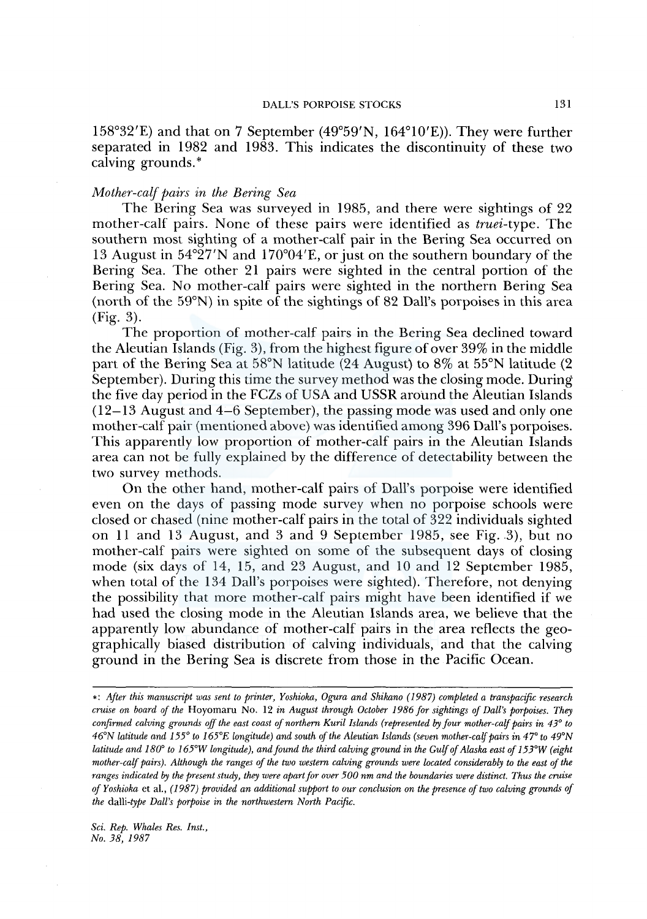158°32′E) and that on 7 September (49°59′N, 164°10′E)). They were further separated in 1982 and 1983. This indicates the discontinuity of these two calving grounds.*

*Mother-calf pairs in the Bering Sea*

The Bering Sea was surveyed in 1985, and there were sightings of 22 mother-calf pairs. None of these pairs were identified as *truei*-type. The southern most sighting of a mother-calf pair in the Bering Sea occurred on 13 August in 54°27′N and 170°04′E, or just on the southern boundary of the Bering Sea. The other 21 pairs were sighted in the central portion of the Bering Sea. No mother-calf pairs were sighted in the northern Bering Sea (north of the 59°N) in spite of the sightings of 82 Dall's porpoises in this area (Fig. 3).

The proportion of mother-calf pairs in the Bering Sea declined toward the Aleutian Islands (Fig. 3), from the highest figure of over 39% in the middle part of the Bering Sea at 58°N latitude (24 August) to 8% at 55°N latitude (2 September). During this time the survey method was the closing mode. During the five day period in the FCZs of USA and USSR around the Aleutian Islands (12–13 August and 4–6 September), the passing mode was used and only one mother-calf pair (mentioned above) was identified among 396 Dall's porpoises. This apparently low proportion of mother-calf pairs in the Aleutian Islands area can not be fully explained by the difference of detectability between the two survey methods.

On the other hand, mother-calf pairs of Dall's porpoise were identified even on the days of passing mode survey when no porpoise schools were closed or chased (nine mother-calf pairs in the total of 322 individuals sighted on 11 and 13 August, and 3 and 9 September 1985, see Fig. 3), but no mother-calf pairs were sighted on some of the subsequent days of closing mode (six days of 14, 15, and 23 August, and 10 and 12 September 1985, when total of the 134 Dall's porpoises were sighted). Therefore, not denying the possibility that more mother-calf pairs might have been identified if we had used the closing mode in the Aleutian Islands area, we believe that the apparently low abundance of mother-calf pairs in the area reflects the geographically biased distribution of calving individuals, and that the calving ground in the Bering Sea is discrete from those in the Pacific Ocean.

---

*: *After this manuscript was sent to printer, Yoshioka, Ogura and Shikano (1987) completed a transpacific research cruise on board of the* Hoyomaru No. 12 *in August through October 1986 for sightings of Dall's porpoises. They confirmed calving grounds off the east coast of northern Kuril Islands (represented by four mother-calf pairs in 43° to 46°N latitude and 155° to 165°E longitude) and south of the Aleutian Islands (seven mother-calf pairs in 47° to 49°N latitude and 180° to 165°W longitude), and found the third calving ground in the Gulf of Alaska east of 153°W (eight mother-calf pairs). Although the ranges of the two western calving grounds were located considerably to the east of the ranges indicated by the present study, they were apart for over 500 nm and the boundaries were distinct. Thus the cruise of Yoshioka* et al., *(1987) provided an additional support to our conclusion on the presence of two calving grounds of the* dalli-*type Dall's porpoise in the northwestern North Pacific.*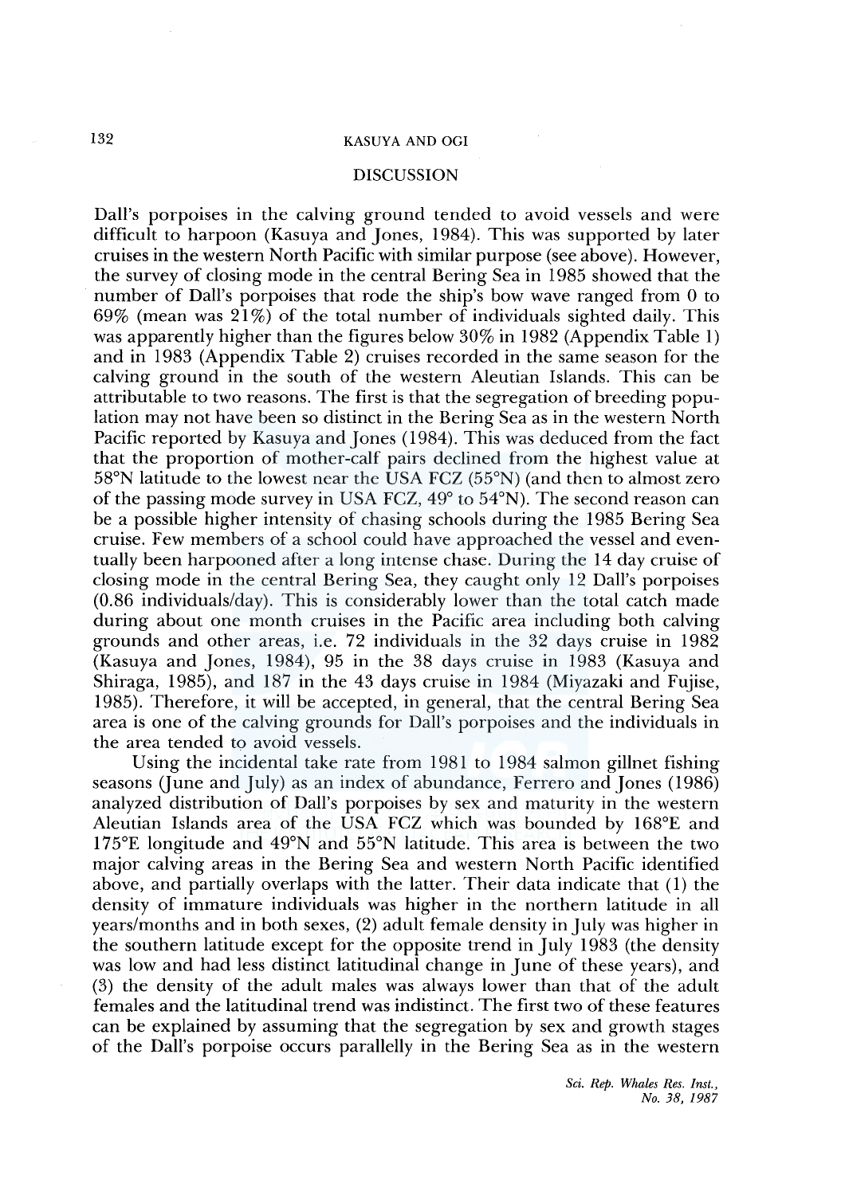## DISCUSSION

Dall's porpoises in the calving ground tended to avoid vessels and were difficult to harpoon (Kasuya and Jones, 1984). This was supported by later cruises in the western North Pacific with similar purpose (see above). However, the survey of closing mode in the central Bering Sea in 1985 showed that the number of Dall's porpoises that rode the ship's bow wave ranged from 0 to 69% (mean was 21%) of the total number of individuals sighted daily. This was apparently higher than the figures below 30% in 1982 (Appendix Table 1) and in 1983 (Appendix Table 2) cruises recorded in the same season for the calving ground in the south of the western Aleutian Islands. This can be attributable to two reasons. The first is that the segregation of breeding population may not have been so distinct in the Bering Sea as in the western North Pacific reported by Kasuya and Jones (1984). This was deduced from the fact that the proportion of mother-calf pairs declined from the highest value at 58°N latitude to the lowest near the USA FCZ (55°N) (and then to almost zero of the passing mode survey in USA FCZ, 49° to 54°N). The second reason can be a possible higher intensity of chasing schools during the 1985 Bering Sea cruise. Few members of a school could have approached the vessel and eventually been harpooned after a long intense chase. During the 14 day cruise of closing mode in the central Bering Sea, they caught only 12 Dall's porpoises (0.86 individuals/day). This is considerably lower than the total catch made during about one month cruises in the Pacific area including both calving grounds and other areas, i.e. 72 individuals in the 32 days cruise in 1982 (Kasuya and Jones, 1984), 95 in the 38 days cruise in 1983 (Kasuya and Shiraga, 1985), and 187 in the 43 days cruise in 1984 (Miyazaki and Fujise, 1985). Therefore, it will be accepted, in general, that the central Bering Sea area is one of the calving grounds for Dall's porpoises and the individuals in the area tended to avoid vessels.

Using the incidental take rate from 1981 to 1984 salmon gillnet fishing seasons (June and July) as an index of abundance, Ferrero and Jones (1986) analyzed distribution of Dall's porpoises by sex and maturity in the western Aleutian Islands area of the USA FCZ which was bounded by 168°E and 175°E longitude and 49°N and 55°N latitude. This area is between the two major calving areas in the Bering Sea and western North Pacific identified above, and partially overlaps with the latter. Their data indicate that (1) the density of immature individuals was higher in the northern latitude in all years/months and in both sexes, (2) adult female density in July was higher in the southern latitude except for the opposite trend in July 1983 (the density was low and had less distinct latitudinal change in June of these years), and (3) the density of the adult males was always lower than that of the adult females and the latitudinal trend was indistinct. The first two of these features can be explained by assuming that the segregation by sex and growth stages of the Dall's porpoise occurs parallelly in the Bering Sea as in the western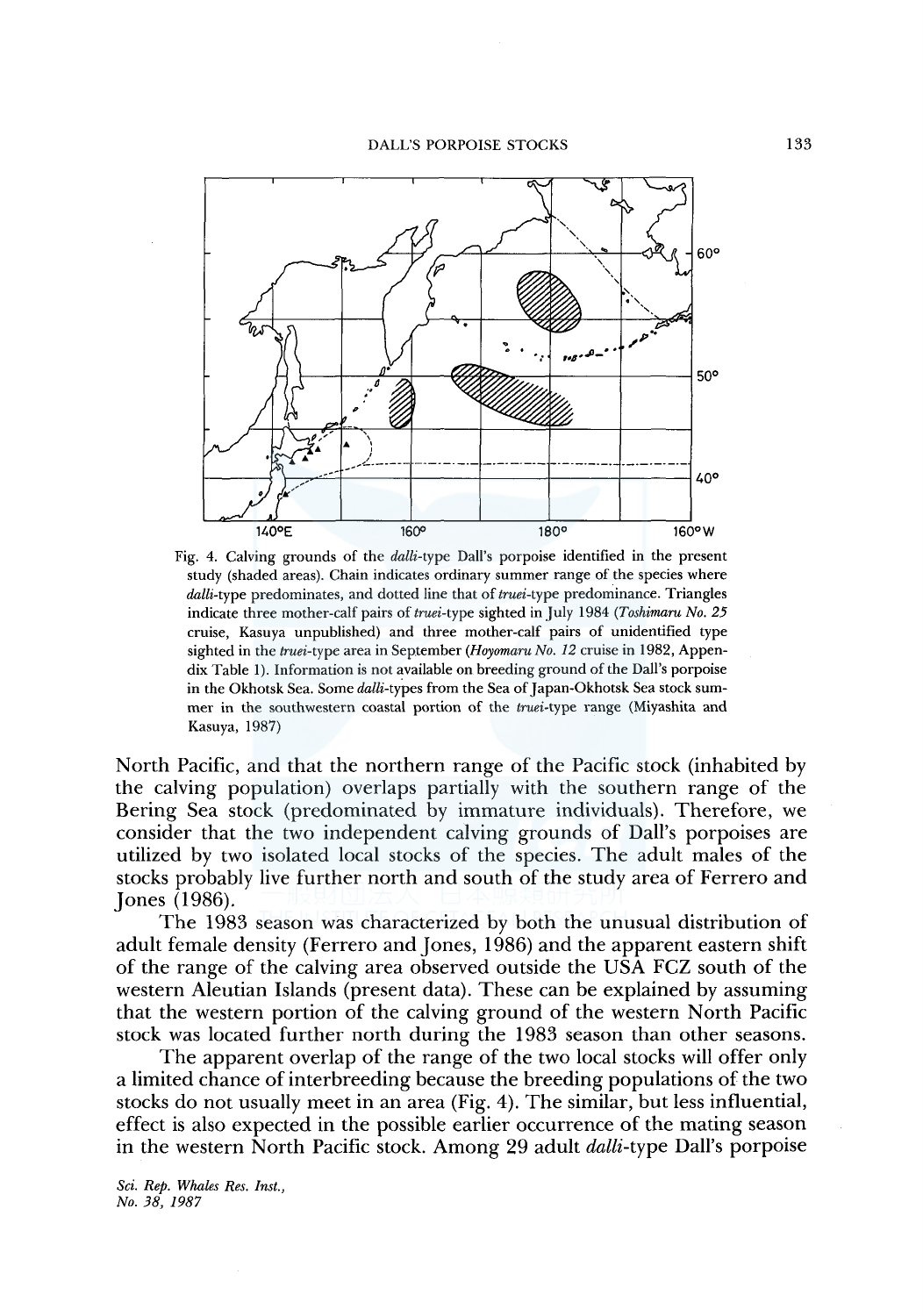Fig. 4. Calving grounds of the *dalli*-type Dall's porpoise identified in the present study (shaded areas). Chain indicates ordinary summer range of the species where *dalli*-type predominates, and dotted line that of *truei*-type predominance. Triangles indicate three mother-calf pairs of *truei*-type sighted in July 1984 (*Toshimaru No. 25* cruise, Kasuya unpublished) and three mother-calf pairs of unidentified type sighted in the *truei*-type area in September (*Hoyomaru No. 12* cruise in 1982, Appendix Table 1). Information is not available on breeding ground of the Dall's porpoise in the Okhotsk Sea. Some *dalli*-types from the Sea of Japan-Okhotsk Sea stock summer in the southwestern coastal portion of the *truei*-type range (Miyashita and Kasuya, 1987)

North Pacific, and that the northern range of the Pacific stock (inhabited by the calving population) overlaps partially with the southern range of the Bering Sea stock (predominated by immature individuals). Therefore, we consider that the two independent calving grounds of Dall's porpoises are utilized by two isolated local stocks of the species. The adult males of the stocks probably live further north and south of the study area of Ferrero and Jones (1986).

The 1983 season was characterized by both the unusual distribution of adult female density (Ferrero and Jones, 1986) and the apparent eastern shift of the range of the calving area observed outside the USA FCZ south of the western Aleutian Islands (present data). These can be explained by assuming that the western portion of the calving ground of the western North Pacific stock was located further north during the 1983 season than other seasons.

The apparent overlap of the range of the two local stocks will offer only a limited chance of interbreeding because the breeding populations of the two stocks do not usually meet in an area (Fig. 4). The similar, but less influential, effect is also expected in the possible earlier occurrence of the mating season in the western North Pacific stock. Among 29 adult *dalli*-type Dall's porpoise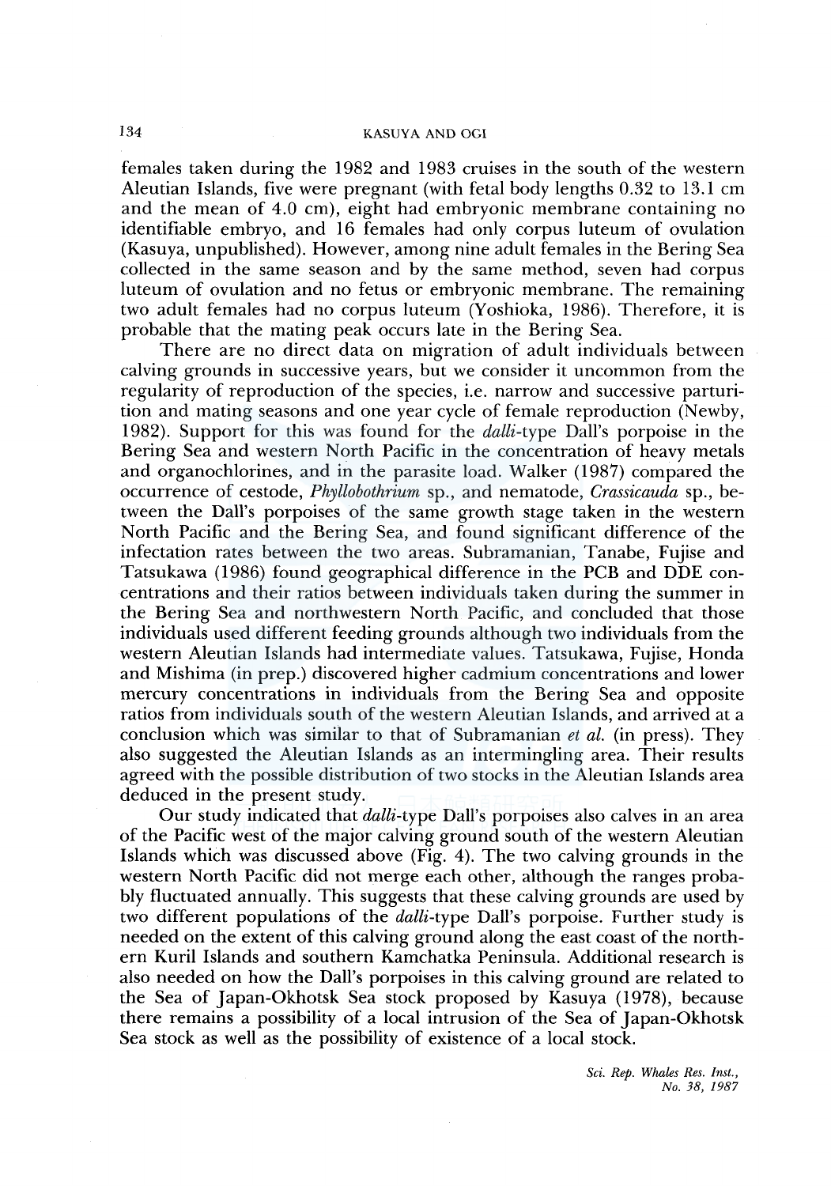females taken during the 1982 and 1983 cruises in the south of the western Aleutian Islands, five were pregnant (with fetal body lengths 0.32 to 13.1 cm and the mean of 4.0 cm), eight had embryonic membrane containing no identifiable embryo, and 16 females had only corpus luteum of ovulation (Kasuya, unpublished). However, among nine adult females in the Bering Sea collected in the same season and by the same method, seven had corpus luteum of ovulation and no fetus or embryonic membrane. The remaining two adult females had no corpus luteum (Yoshioka, 1986). Therefore, it is probable that the mating peak occurs late in the Bering Sea.

There are no direct data on migration of adult individuals between calving grounds in successive years, but we consider it uncommon from the regularity of reproduction of the species, i.e. narrow and successive parturition and mating seasons and one year cycle of female reproduction (Newby, 1982). Support for this was found for the *dalli*-type Dall's porpoise in the Bering Sea and western North Pacific in the concentration of heavy metals and organochlorines, and in the parasite load. Walker (1987) compared the occurrence of cestode, *Phyllobothrium* sp., and nematode, *Crassicauda* sp., between the Dall's porpoises of the same growth stage taken in the western North Pacific and the Bering Sea, and found significant difference of the infectation rates between the two areas. Subramanian, Tanabe, Fujise and Tatsukawa (1986) found geographical difference in the PCB and DDE concentrations and their ratios between individuals taken during the summer in the Bering Sea and northwestern North Pacific, and concluded that those individuals used different feeding grounds although two individuals from the western Aleutian Islands had intermediate values. Tatsukawa, Fujise, Honda and Mishima (in prep.) discovered higher cadmium concentrations and lower mercury concentrations in individuals from the Bering Sea and opposite ratios from individuals south of the western Aleutian Islands, and arrived at a conclusion which was similar to that of Subramanian *et al.* (in press). They also suggested the Aleutian Islands as an intermingling area. Their results agreed with the possible distribution of two stocks in the Aleutian Islands area deduced in the present study.

Our study indicated that *dalli*-type Dall's porpoises also calves in an area of the Pacific west of the major calving ground south of the western Aleutian Islands which was discussed above (Fig. 4). The two calving grounds in the western North Pacific did not merge each other, although the ranges probably fluctuated annually. This suggests that these calving grounds are used by two different populations of the *dalli*-type Dall's porpoise. Further study is needed on the extent of this calving ground along the east coast of the northern Kuril Islands and southern Kamchatka Peninsula. Additional research is also needed on how the Dall's porpoises in this calving ground are related to the Sea of Japan-Okhotsk Sea stock proposed by Kasuya (1978), because there remains a possibility of a local intrusion of the Sea of Japan-Okhotsk Sea stock as well as the possibility of existence of a local stock.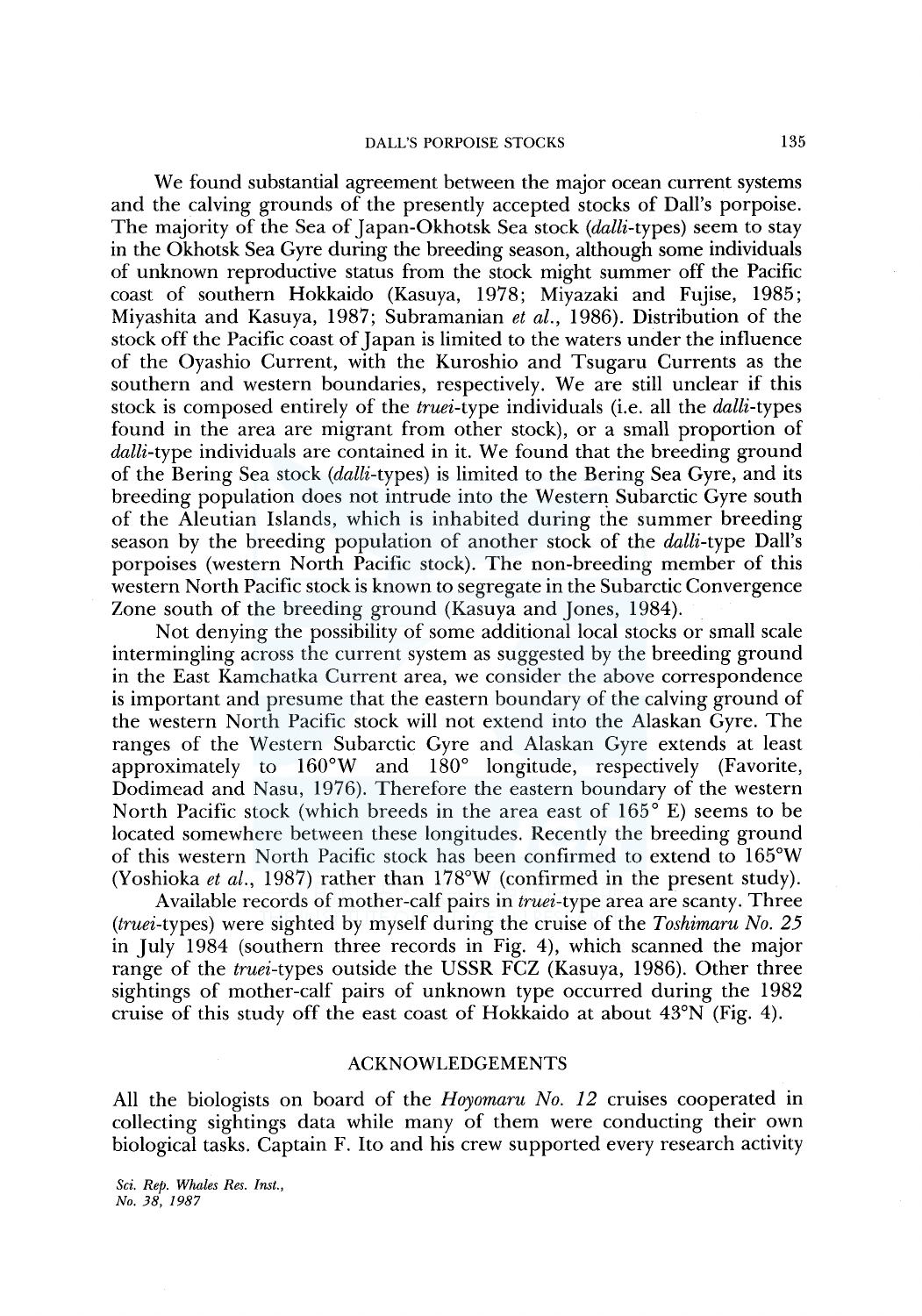We found substantial agreement between the major ocean current systems and the calving grounds of the presently accepted stocks of Dall's porpoise. The majority of the Sea of Japan-Okhotsk Sea stock (*dalli*-types) seem to stay in the Okhotsk Sea Gyre during the breeding season, although some individuals of unknown reproductive status from the stock might summer off the Pacific coast of southern Hokkaido (Kasuya, 1978; Miyazaki and Fujise, 1985; Miyashita and Kasuya, 1987; Subramanian *et al.*, 1986). Distribution of the stock off the Pacific coast of Japan is limited to the waters under the influence of the Oyashio Current, with the Kuroshio and Tsugaru Currents as the southern and western boundaries, respectively. We are still unclear if this stock is composed entirely of the *truei*-type individuals (i.e. all the *dalli*-types found in the area are migrant from other stock), or a small proportion of *dalli*-type individuals are contained in it. We found that the breeding ground of the Bering Sea stock (*dalli*-types) is limited to the Bering Sea Gyre, and its breeding population does not intrude into the Western Subarctic Gyre south of the Aleutian Islands, which is inhabited during the summer breeding season by the breeding population of another stock of the *dalli*-type Dall's porpoises (western North Pacific stock). The non-breeding member of this western North Pacific stock is known to segregate in the Subarctic Convergence Zone south of the breeding ground (Kasuya and Jones, 1984).

Not denying the possibility of some additional local stocks or small scale intermingling across the current system as suggested by the breeding ground in the East Kamchatka Current area, we consider the above correspondence is important and presume that the eastern boundary of the calving ground of the western North Pacific stock will not extend into the Alaskan Gyre. The ranges of the Western Subarctic Gyre and Alaskan Gyre extends at least approximately to 160°W and 180° longitude, respectively (Favorite, Dodimead and Nasu, 1976). Therefore the eastern boundary of the western North Pacific stock (which breeds in the area east of 165° E) seems to be located somewhere between these longitudes. Recently the breeding ground of this western North Pacific stock has been confirmed to extend to 165°W (Yoshioka *et al.*, 1987) rather than 178°W (confirmed in the present study).

Available records of mother-calf pairs in *truei*-type area are scanty. Three (*truei*-types) were sighted by myself during the cruise of the *Toshimaru No. 25* in July 1984 (southern three records in Fig. 4), which scanned the major range of the *truei*-types outside the USSR FCZ (Kasuya, 1986). Other three sightings of mother-calf pairs of unknown type occurred during the 1982 cruise of this study off the east coast of Hokkaido at about 43°N (Fig. 4).

## ACKNOWLEDGEMENTS

All the biologists on board of the *Hoyomaru No. 12* cruises cooperated in collecting sightings data while many of them were conducting their own biological tasks. Captain F. Ito and his crew supported every research activity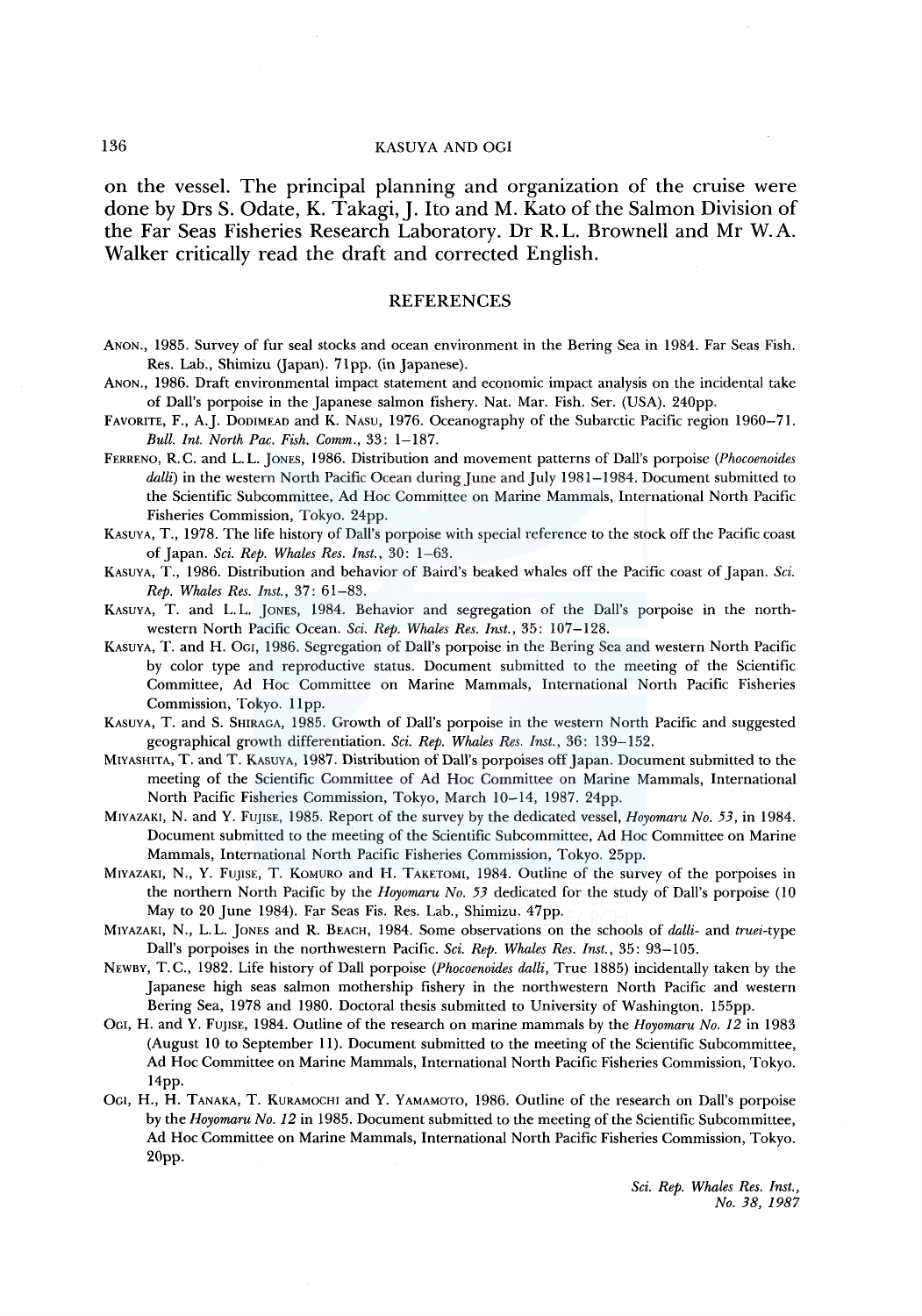on the vessel. The principal planning and organization of the cruise were done by Drs S. Odate, K. Takagi, J. Ito and M. Kato of the Salmon Division of the Far Seas Fisheries Research Laboratory. Dr R.L. Brownell and Mr W.A. Walker critically read the draft and corrected English.

## REFERENCES

ANON., 1985. Survey of fur seal stocks and ocean environment in the Bering Sea in 1984. Far Seas Fish. Res. Lab., Shimizu (Japan). 71pp. (in Japanese).

ANON., 1986. Draft environmental impact statement and economic impact analysis on the incidental take of Dall's porpoise in the Japanese salmon fishery. Nat. Mar. Fish. Ser. (USA). 240pp.

FAVORITE, F., A.J. DODIMEAD and K. NASU, 1976. Oceanography of the Subarctic Pacific region 1960–71. *Bull. Int. North Pac. Fish. Comm.*, 33: 1–187.

FERRENO, R.C. and L.L. JONES, 1986. Distribution and movement patterns of Dall's porpoise (*Phocoenoides dalli*) in the western North Pacific Ocean during June and July 1981–1984. Document submitted to the Scientific Subcommittee, Ad Hoc Committee on Marine Mammals, International North Pacific Fisheries Commission, Tokyo. 24pp.

KASUYA, T., 1978. The life history of Dall's porpoise with special reference to the stock off the Pacific coast of Japan. *Sci. Rep. Whales Res. Inst.*, 30: 1–63.

KASUYA, T., 1986. Distribution and behavior of Baird's beaked whales off the Pacific coast of Japan. *Sci. Rep. Whales Res. Inst.*, 37: 61–83.

KASUYA, T. and L.L. JONES, 1984. Behavior and segregation of the Dall's porpoise in the northwestern North Pacific Ocean. *Sci. Rep. Whales Res. Inst.*, 35: 107–128.

KASUYA, T. and H. OGI, 1986. Segregation of Dall's porpoise in the Bering Sea and western North Pacific by color type and reproductive status. Document submitted to the meeting of the Scientific Committee, Ad Hoc Committee on Marine Mammals, International North Pacific Fisheries Commission, Tokyo. 11pp.

KASUYA, T. and S. SHIRAGA, 1985. Growth of Dall's porpoise in the western North Pacific and suggested geographical growth differentiation. *Sci. Rep. Whales Res. Inst.*, 36: 139–152.

MIYASHITA, T. and T. KASUYA, 1987. Distribution of Dall's porpoises off Japan. Document submitted to the meeting of the Scientific Committee of Ad Hoc Committee on Marine Mammals, International North Pacific Fisheries Commission, Tokyo, March 10–14, 1987. 24pp.

MIYAZAKI, N. and Y. FUJISE, 1985. Report of the survey by the dedicated vessel, *Hoyomaru No. 53*, in 1984. Document submitted to the meeting of the Scientific Subcommittee, Ad Hoc Committee on Marine Mammals, International North Pacific Fisheries Commission, Tokyo. 25pp.

MIYAZAKI, N., Y. FUJISE, T. KOMURO and H. TAKETOMI, 1984. Outline of the survey of the porpoises in the northern North Pacific by the *Hoyomaru No. 53* dedicated for the study of Dall's porpoise (10 May to 20 June 1984). Far Seas Fis. Res. Lab., Shimizu. 47pp.

MIYAZAKI, N., L.L. JONES and R. BEACH, 1984. Some observations on the schools of *dalli*- and *truei*-type Dall's porpoises in the northwestern Pacific. *Sci. Rep. Whales Res. Inst.*, 35: 93–105.

NEWBY, T.C., 1982. Life history of Dall porpoise (*Phocoenoides dalli*, True 1885) incidentally taken by the Japanese high seas salmon mothership fishery in the northwestern North Pacific and western Bering Sea, 1978 and 1980. Doctoral thesis submitted to University of Washington. 155pp.

OGI, H. and Y. FUJISE, 1984. Outline of the research on marine mammals by the *Hoyomaru No. 12* in 1983 (August 10 to September 11). Document submitted to the meeting of the Scientific Subcommittee, Ad Hoc Committee on Marine Mammals, International North Pacific Fisheries Commission, Tokyo. 14pp.

OGI, H., H. TANAKA, T. KURAMOCHI and Y. YAMAMOTO, 1986. Outline of the research on Dall's porpoise by the *Hoyomaru No. 12* in 1985. Document submitted to the meeting of the Scientific Subcommittee, Ad Hoc Committee on Marine Mammals, International North Pacific Fisheries Commission, Tokyo. 20pp.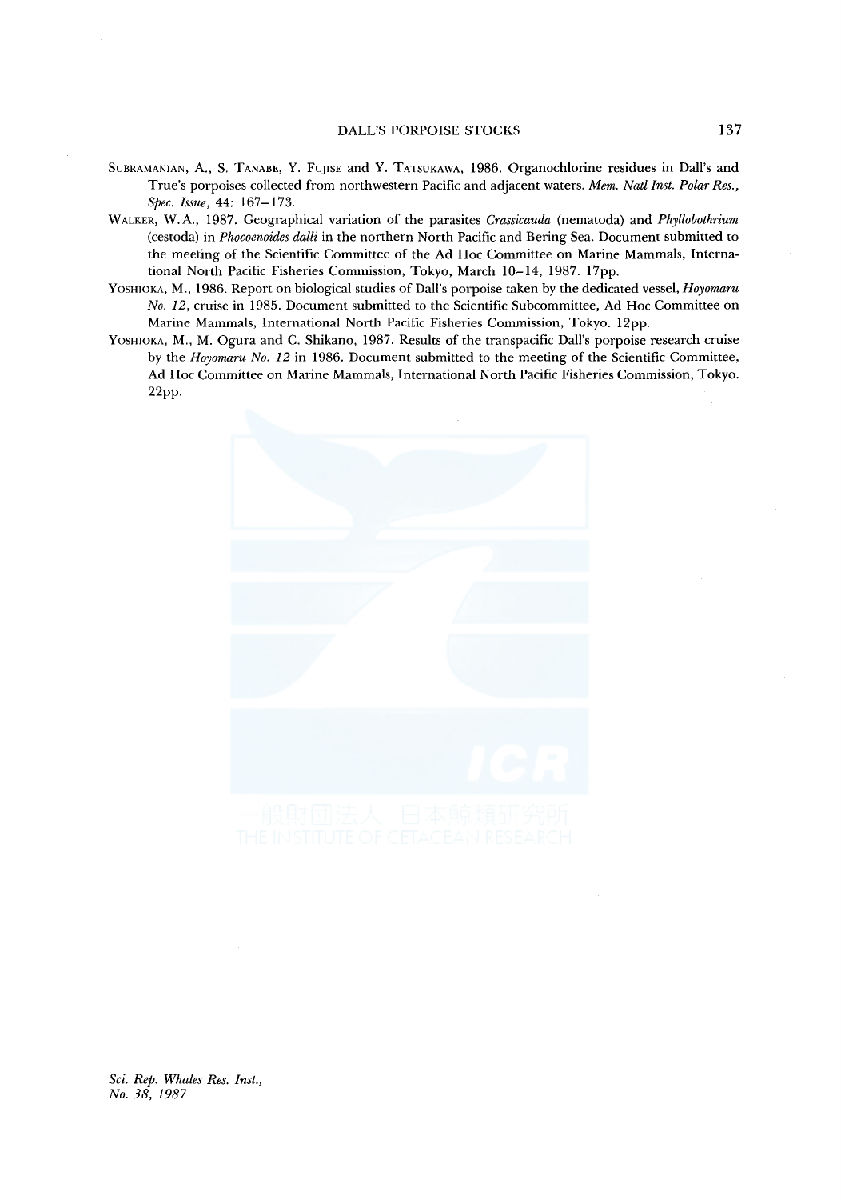Subramanian, A., S. Tanabe, Y. Fujise and Y. Tatsukawa, 1986. Organochlorine residues in Dall's and True's porpoises collected from northwestern Pacific and adjacent waters. *Mem. Natl Inst. Polar Res., Spec. Issue*, 44: 167–173.

Walker, W.A., 1987. Geographical variation of the parasites *Crassicauda* (nematoda) and *Phyllobothrium* (cestoda) in *Phocoenoides dalli* in the northern North Pacific and Bering Sea. Document submitted to the meeting of the Scientific Committee of the Ad Hoc Committee on Marine Mammals, International North Pacific Fisheries Commission, Tokyo, March 10–14, 1987. 17pp.

Yoshioka, M., 1986. Report on biological studies of Dall's porpoise taken by the dedicated vessel, *Hoyomaru No. 12*, cruise in 1985. Document submitted to the Scientific Subcommittee, Ad Hoc Committee on Marine Mammals, International North Pacific Fisheries Commission, Tokyo. 12pp.

Yoshioka, M., M. Ogura and C. Shikano, 1987. Results of the transpacific Dall's porpoise research cruise by the *Hoyomaru No. 12* in 1986. Document submitted to the meeting of the Scientific Committee, Ad Hoc Committee on Marine Mammals, International North Pacific Fisheries Commission, Tokyo. 22pp.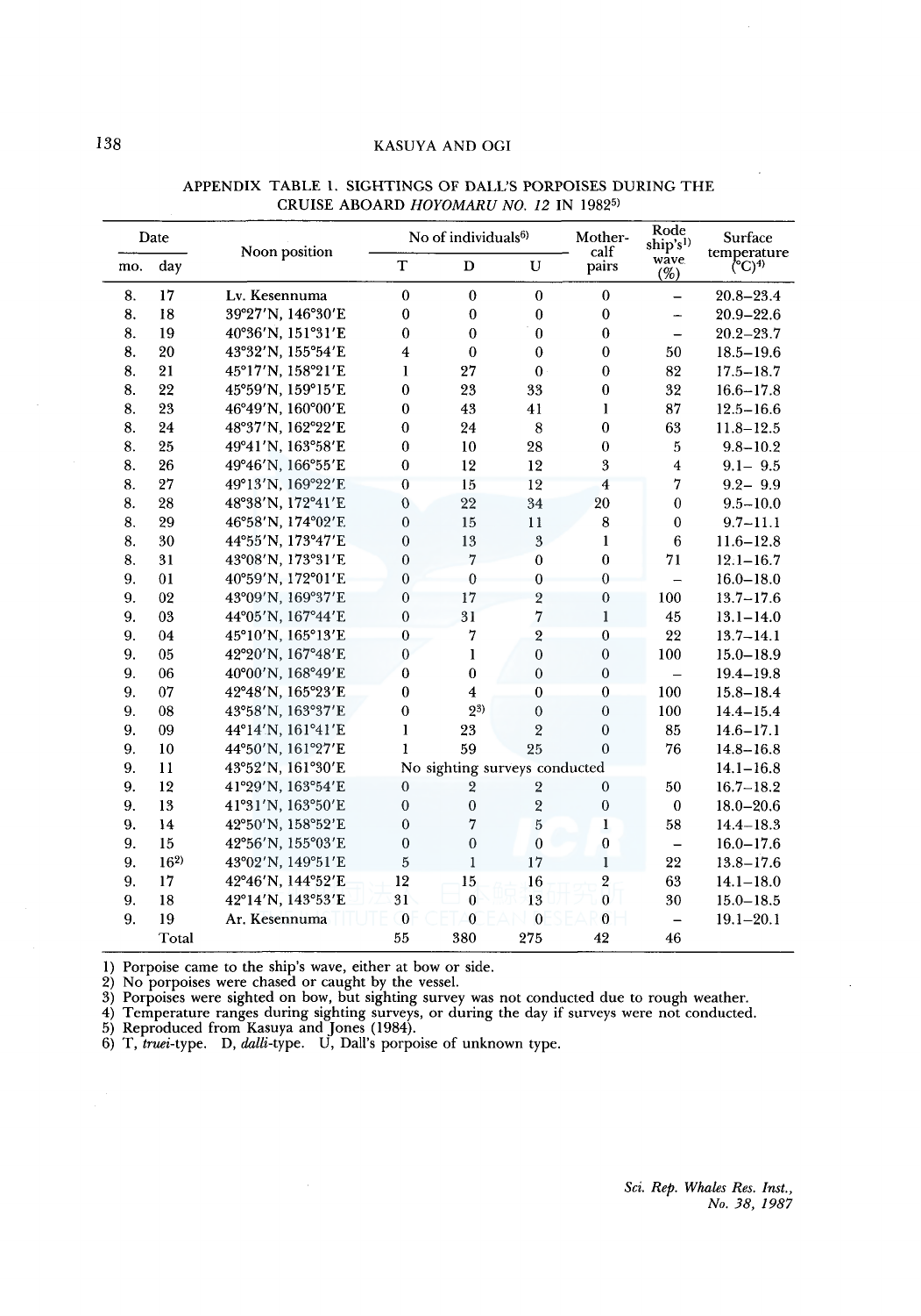APPENDIX TABLE 1. SIGHTINGS OF DALL'S PORPOISES DURING THE CRUISE ABOARD *HOYOMARU NO. 12* IN 1982[5)]

| Date | | Noon position | No of individuals[6)] | | | Mother-calf pairs | Rode ship's[1)] wave (%) | Surface temperature (°C)[4)] |
|---|---|---|---|---|---|---|---|---|
| mo. | day | | T | D | U | | | |
| 8. | 17 | Lv. Kesennuma | 0 | 0 | 0 | 0 | – | 20.8–23.4 |
| 8. | 18 | 39°27′N, 146°30′E | 0 | 0 | 0 | 0 | – | 20.9–22.6 |
| 8. | 19 | 40°36′N, 151°31′E | 0 | 0 | 0 | 0 | – | 20.2–23.7 |
| 8. | 20 | 43°32′N, 155°54′E | 4 | 0 | 0 | 0 | 50 | 18.5–19.6 |
| 8. | 21 | 45°17′N, 158°21′E | 1 | 27 | 0 | 0 | 82 | 17.5–18.7 |
| 8. | 22 | 45°59′N, 159°15′E | 0 | 23 | 33 | 0 | 32 | 16.6–17.8 |
| 8. | 23 | 46°49′N, 160°00′E | 0 | 43 | 41 | 1 | 87 | 12.5–16.6 |
| 8. | 24 | 48°37′N, 162°22′E | 0 | 24 | 8 | 0 | 63 | 11.8–12.5 |
| 8. | 25 | 49°41′N, 163°58′E | 0 | 10 | 28 | 0 | 5 | 9.8–10.2 |
| 8. | 26 | 49°46′N, 166°55′E | 0 | 12 | 12 | 3 | 4 | 9.1– 9.5 |
| 8. | 27 | 49°13′N, 169°22′E | 0 | 15 | 12 | 4 | 7 | 9.2– 9.9 |
| 8. | 28 | 48°38′N, 172°41′E | 0 | 22 | 34 | 20 | 0 | 9.5–10.0 |
| 8. | 29 | 46°58′N, 174°02′E | 0 | 15 | 11 | 8 | 0 | 9.7–11.1 |
| 8. | 30 | 44°55′N, 173°47′E | 0 | 13 | 3 | 1 | 6 | 11.6–12.8 |
| 8. | 31 | 43°08′N, 173°31′E | 0 | 7 | 0 | 0 | 71 | 12.1–16.7 |
| 9. | 01 | 40°59′N, 172°01′E | 0 | 0 | 0 | 0 | – | 16.0–18.0 |
| 9. | 02 | 43°09′N, 169°37′E | 0 | 17 | 2 | 0 | 100 | 13.7–17.6 |
| 9. | 03 | 44°05′N, 167°44′E | 0 | 31 | 7 | 1 | 45 | 13.1–14.0 |
| 9. | 04 | 45°10′N, 165°13′E | 0 | 7 | 2 | 0 | 22 | 13.7–14.1 |
| 9. | 05 | 42°20′N, 167°48′E | 0 | 1 | 0 | 0 | 100 | 15.0–18.9 |
| 9. | 06 | 40°00′N, 168°49′E | 0 | 0 | 0 | 0 | – | 19.4–19.8 |
| 9. | 07 | 42°48′N, 165°23′E | 0 | 4 | 0 | 0 | 100 | 15.8–18.4 |
| 9. | 08 | 43°58′N, 163°37′E | 0 | 2[3)] | 0 | 0 | 100 | 14.4–15.4 |
| 9. | 09 | 44°14′N, 161°41′E | 1 | 23 | 2 | 0 | 85 | 14.6–17.1 |
| 9. | 10 | 44°50′N, 161°27′E | 1 | 59 | 25 | 0 | 76 | 14.8–16.8 |
| 9. | 11 | 43°52′N, 161°30′E | No sighting surveys conducted | | | | | 14.1–16.8 |
| 9. | 12 | 41°29′N, 163°54′E | 0 | 2 | 2 | 0 | 50 | 16.7–18.2 |
| 9. | 13 | 41°31′N, 163°50′E | 0 | 0 | 2 | 0 | 0 | 18.0–20.6 |
| 9. | 14 | 42°50′N, 158°52′E | 0 | 7 | 5 | 1 | 58 | 14.4–18.3 |
| 9. | 15 | 42°56′N, 155°03′E | 0 | 0 | 0 | 0 | – | 16.0–17.6 |
| 9. | 16[2)] | 43°02′N, 149°51′E | 5 | 1 | 17 | 1 | 22 | 13.8–17.6 |
| 9. | 17 | 42°46′N, 144°52′E | 12 | 15 | 16 | 2 | 63 | 14.1–18.0 |
| 9. | 18 | 42°14′N, 143°53′E | 31 | 0 | 13 | 0 | 30 | 15.0–18.5 |
| 9. | 19 | Ar. Kesennuma | 0 | 0 | 0 | 0 | – | 19.1–20.1 |
| | Total | | 55 | 380 | 275 | 42 | 46 | |

1) Porpoise came to the ship's wave, either at bow or side.
2) No porpoises were chased or caught by the vessel.
3) Porpoises were sighted on bow, but sighting survey was not conducted due to rough weather.
4) Temperature ranges during sighting surveys, or during the day if surveys were not conducted.
5) Reproduced from Kasuya and Jones (1984).
6) T, *truei*-type. D, *dalli*-type. U, Dall's porpoise of unknown type.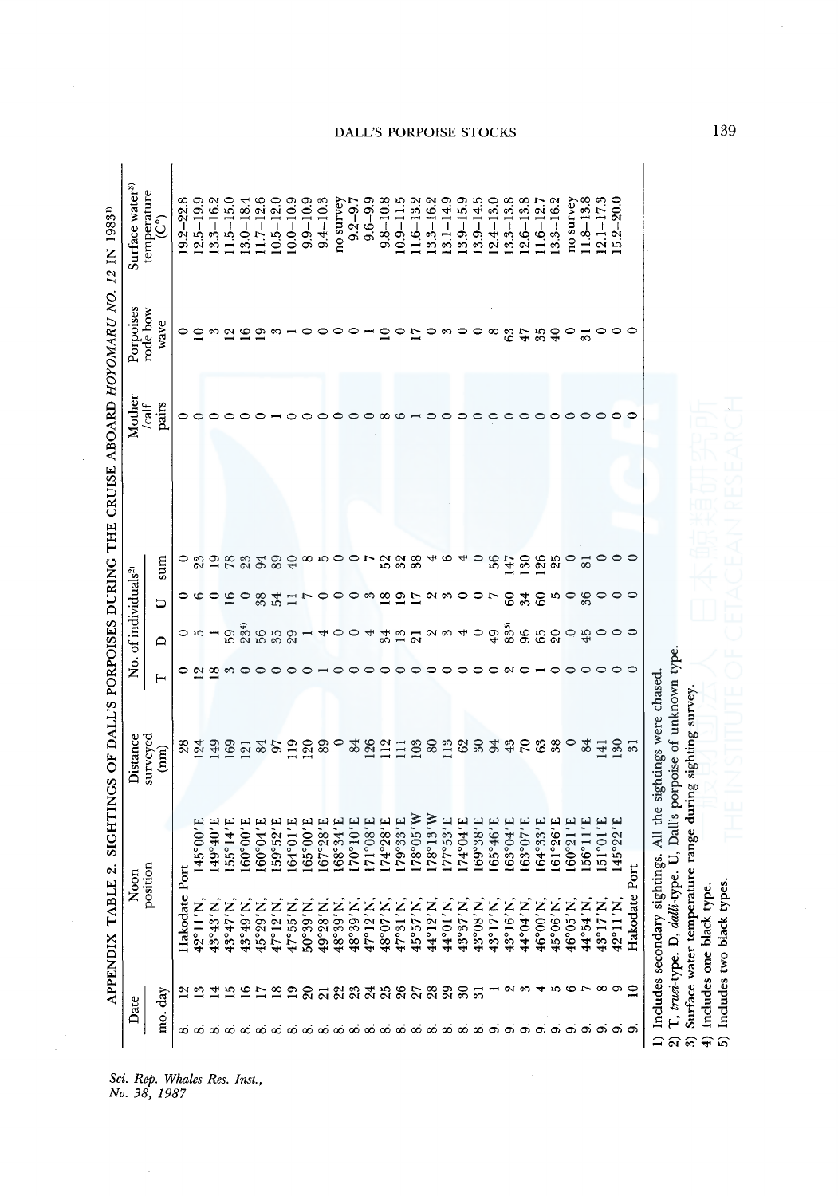APPENDIX TABLE 2. SIGHTINGS OF DALL'S PORPOISES DURING THE CRUISE ABOARD *HOYOMARU NO. 12* IN 1983[1]

| Date | | Noon position | | Distance surveyed (nm) | No. of individuals[2] | | | | Mother /calf pairs | Porpoises rode bow wave | Surface water[3] temperature (C°) |
|---|---|---|---|---|---|---|---|---|---|---|---|
| mo. | day | | | | T | D | U | sum | | | |
| 8. | 12 | Hakodate Port | | 28 | 0 | 0 | 0 | 0 | 0 | 0 | 19.2–22.8 |
| 8. | 13 | 42°11'N, | 145°00'E | 124 | 12 | 5 | 6 | 23 | 0 | 10 | 12.5–19.9 |
| 8. | 14 | 43°43'N, | 149°40'E | 149 | 18 | 1 | 0 | 19 | 0 | 3 | 13.3–16.2 |
| 8. | 15 | 43°47'N, | 155°14'E | 169 | 3 | 59 | 16 | 78 | 0 | 12 | 11.5–15.0 |
| 8. | 16 | 43°49'N, | 160°00'E | 121 | 0 | 23[4] | 0 | 23 | 0 | 16 | 13.0–18.4 |
| 8. | 17 | 45°29'N, | 160°04'E | 84 | 0 | 56 | 38 | 94 | 0 | 19 | 11.7–12.6 |
| 8. | 18 | 47°12'N, | 159°52'E | 97 | 0 | 35 | 54 | 89 | 1 | 3 | 10.5–12.0 |
| 8. | 19 | 47°55'N, | 164°01'E | 119 | 0 | 29 | 11 | 40 | 0 | 1 | 10.0–10.9 |
| 8. | 20 | 50°39'N, | 165°00'E | 120 | 0 | 1 | 7 | 8 | 0 | 0 | 9.9–10.9 |
| 8. | 21 | 49°28'N, | 167°28'E | 89 | 1 | 4 | 0 | 5 | 0 | 0 | 9.4–10.3 |
| 8. | 22 | 48°39'N, | 168°34'E | 0 | 0 | 0 | 0 | 0 | 0 | 0 | no survey |
| 8. | 23 | 48°39'N, | 170°10'E | 84 | 0 | 0 | 0 | 0 | 0 | 0 | 9.2–9.7 |
| 8. | 24 | 47°12'N, | 171°08'E | 126 | 0 | 4 | 3 | 7 | 0 | 1 | 9.6–9.9 |
| 8. | 25 | 48°07'N, | 174°28'E | 112 | 0 | 34 | 18 | 52 | 8 | 10 | 9.8–10.8 |
| 8. | 26 | 47°31'N, | 179°33'E | 111 | 0 | 13 | 19 | 32 | 6 | 0 | 10.9–11.5 |
| 8. | 27 | 45°57'N, | 178°05'W | 103 | 0 | 21 | 17 | 38 | 1 | 17 | 11.6–13.2 |
| 8. | 28 | 44°12'N, | 178°13'W | 80 | 0 | 2 | 2 | 4 | 0 | 0 | 13.3–16.2 |
| 8. | 29 | 44°01'N, | 177°53'E | 113 | 0 | 3 | 3 | 6 | 0 | 3 | 13.1–14.9 |
| 8. | 30 | 43°37'N, | 174°04'E | 62 | 0 | 4 | 0 | 4 | 0 | 0 | 13.9–15.9 |
| 8. | 31 | 43°08'N, | 169°38'E | 30 | 0 | 0 | 0 | 0 | 0 | 0 | 13.9–14.5 |
| 9. | 1 | 43°17'N, | 165°46'E | 94 | 0 | 49 | 7 | 56 | 0 | 8 | 12.4–13.0 |
| 9. | 2 | 43°16'N, | 163°04'E | 43 | 2 | 85[5] | 60 | 147 | 0 | 63 | 13.3–13.8 |
| 9. | 3 | 44°04'N, | 163°07'E | 70 | 0 | 96 | 34 | 130 | 0 | 47 | 12.6–13.8 |
| 9. | 4 | 46°00'N, | 164°33'E | 63 | 1 | 65 | 60 | 126 | 0 | 35 | 11.6–12.7 |
| 9. | 5 | 45°06'N, | 161°26'E | 38 | 0 | 20 | 5 | 25 | 0 | 40 | 13.3–16.2 |
| 9. | 6 | 46°05'N, | 160°21'E | 0 | 0 | 0 | 0 | 0 | 0 | 0 | no survey |
| 9. | 7 | 44°54'N, | 156°11'E | 84 | 0 | 45 | 36 | 81 | 0 | 31 | 11.8–13.8 |
| 9. | 8 | 43°17'N, | 151°01'E | 141 | 0 | 0 | 0 | 0 | 0 | 0 | 12.1–17.3 |
| 9. | 9 | 42°11'N, | 145°22'E | 130 | 0 | 0 | 0 | 0 | 0 | 0 | 15.2–20.0 |
| 9. | 10 | Hakodate Port | | 31 | 0 | 0 | 0 | 0 | 0 | 0 | |

1) Includes secondary sightings. All the sightings were chased.
2) T, *truei*-type. D, *dalli*-type. U, Dall's porpoise of unknown type.
3) Surface water temperature range during sighting survey.
4) Includes one black type.
5) Includes two black types.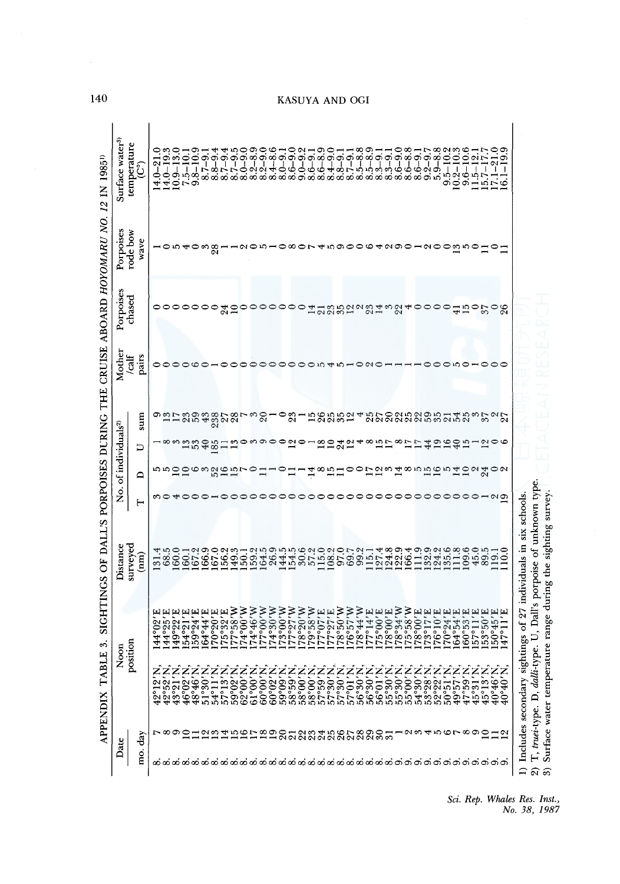## APPENDIX TABLE 3. SIGHTINGS OF DALL'S PORPOISES DURING THE CRUISE ABOARD *HOYOMARU NO. 12* IN 1985[1)]

| Date (mo. day) | Noon position | | Distance surveyed (nm) | No. of individuals[2)] T | D | U | sum | Mother/calf pairs | Porpoises chased | Porpoises rode bow wave | Surface water[3)] temperature (C°) |
|---|---|---|---|---|---|---|---|---|---|---|---|
| 8. 7 | 42°12'N, | 144°02'E | 131.4 | 3 | 5 | 1 | 9 | 0 | 0 | 1 | 14.0–21.0 |
| 8. 8 | 42°52'N, | 144°25'E | 68.5 | 0 | 5 | 8 | 13 | 0 | 0 | 0 | 14.0–19.3 |
| 8. 9 | 43°21'N, | 149°22'E | 160.0 | 4 | 10 | 3 | 17 | 0 | 0 | 5 | 10.9–13.0 |
| 8. 10 | 46°02'N, | 154°21'E | 160.1 | 0 | 10 | 13 | 23 | 0 | 0 | 4 | 7.5–10.1 |
| 8. 11 | 48°46'N, | 159°24'E | 167.2 | 0 | 6 | 53 | 59 | 6 | 0 | 0 | 9.8–10.9 |
| 8. 12 | 51°30'N, | 164°44'E | 166.9 | 0 | 3 | 40 | 43 | 0 | 0 | 3 | 8.7–9.1 |
| 8. 13 | 54°11'N, | 170°20'E | 167.0 | 1 | 52 | 185 | 238 | 1 | 0 | 28 | 8.8–9.4 |
| 8. 14 | 57°13'N, | 175°32'E | 156.2 | 0 | 16 | 11 | 27 | 0 | 24 | 1 | 8.7–9.4 |
| 8. 15 | 59°02'N, | 177°58'W | 149.3 | 0 | 15 | 13 | 28 | 0 | 10 | 1 | 8.7–9.5 |
| 8. 16 | 62°00'N, | 174°00'W | 150.1 | 0 | 7 | 0 | 7 | 0 | 0 | 2 | 8.0–9.0 |
| 8. 17 | 61°00'N, | 174°46'W | 159.2 | 0 | 0 | 3 | 3 | 0 | 0 | 0 | 8.2–8.9 |
| 8. 18 | 60°00'N, | 177°00'W | 164.5 | 0 | 11 | 9 | 20 | 0 | 0 | 5 | 8.2–9.0 |
| 8. 19 | 60°02'N, | 174°30'W | 26.9 | 0 | 1 | 0 | 1 | 0 | 0 | 1 | 8.4–8.6 |
| 8. 20 | 59°09'N, | 173°00'W | 144.5 | 0 | 0 | 0 | 0 | 0 | 0 | 0 | 8.0–9.1 |
| 8. 21 | 58°59'N, | 177°27'W | 154.5 | 0 | 11 | 12 | 23 | 0 | 0 | 8 | 8.6–9.0 |
| 8. 22 | 58°00'N, | 178°20'W | 30.6 | 0 | 1 | 0 | 1 | 0 | 0 | 0 | 9.0–9.2 |
| 8. 23 | 58°00'N, | 179°58'W | 57.2 | 0 | 14 | 1 | 15 | 0 | 14 | 7 | 8.6–9.1 |
| 8. 24 | 57°59'N, | 177°07'E | 115.0 | 0 | 8 | 18 | 26 | 5 | 21 | 4 | 8.6–8.9 |
| 8. 25 | 57°30'N, | 177°27'E | 108.2 | 0 | 15 | 10 | 25 | 4 | 23 | 5 | 8.4–9.0 |
| 8. 26 | 57°30'N, | 178°50'W | 97.0 | 0 | 11 | 24 | 35 | 5 | 35 | 9 | 8.8–9.1 |
| 8. 27 | 57°01'N, | 176°57'W | 69.7 | 0 | 0 | 12 | 12 | 1 | 12 | 0 | 8.7–9.1 |
| 8. 28 | 56°30'N, | 178°44'W | 99.2 | 0 | 0 | 4 | 4 | 0 | 2 | 0 | 8.5–8.8 |
| 8. 29 | 56°30'N, | 177°14'E | 115.1 | 0 | 17 | 8 | 25 | 2 | 23 | 6 | 8.5–8.9 |
| 8. 30 | 56°01'N, | 175°00'E | 127.4 | 0 | 12 | 15 | 27 | 0 | 14 | 4 | 8.3–9.1 |
| 8. 31 | 55°30'N, | 178°00'E | 124.8 | 0 | 3 | 17 | 20 | 1 | 3 | 2 | 8.3–9.1 |
| 9. 1 | 55°30'N, | 178°34'W | 122.9 | 0 | 14 | 8 | 22 | 1 | 22 | 9 | 8.6–9.0 |
| 9. 2 | 55°00'N, | 175°58'W | 166.4 | 0 | 8 | 17 | 25 | 1 | 4 | 0 | 8.6–8.8 |
| 9. 3 | 54°30'N, | 178°00'E | 111.9 | 0 | 5 | 17 | 22 | 0 | 0 | 1 | 8.6–9.1 |
| 9. 4 | 53°28'N, | 173°17'E | 132.9 | 0 | 15 | 44 | 59 | 0 | 0 | 2 | 9.2–9.7 |
| 9. 5 | 52°22'N, | 176°10'E | 124.2 | 0 | 16 | 19 | 35 | 0 | 0 | 0 | 5.9–8.8 |
| 9. 6 | 50°51'N, | 170°24'E | 135.6 | 0 | 5 | 16 | 21 | 0 | 0 | 0 | 9.5–10.2 |
| 9. 7 | 49°57'N, | 164°54'E | 111.8 | 0 | 14 | 40 | 54 | 5 | 41 | 13 | 10.2–10.3 |
| 9. 8 | 47°59'N, | 160°53'E | 109.6 | 0 | 10 | 15 | 25 | 0 | 15 | 5 | 9.6–10.6 |
| 9. 9 | 45°31'N, | 157°11'E | 45.0 | 0 | 2 | 1 | 3 | 0 | 0 | 0 | 11.5–12.1 |
| 9. 10 | 45°13'N, | 153°50'E | 89.5 | 1 | 24 | 12 | 37 | 1 | 37 | 11 | 15.7–17.7 |
| 9. 11 | 40°46'N, | 150°45'E | 119.1 | 2 | 0 | 0 | 2 | 0 | 0 | 0 | 17.1–21.0 |
| 9. 12 | 40°40'N, | 147°11'E | 110.0 | 19 | 2 | 6 | 27 | 0 | 26 | 11 | 16.1–19.9 |

1) Includes secondary sightings of 27 individuals in six schools.
2) T, *truei*-type. D, *dalli*-type. U, Dall's porpoise of unknown type.
3) Surface water temperature range during the sighting survey.